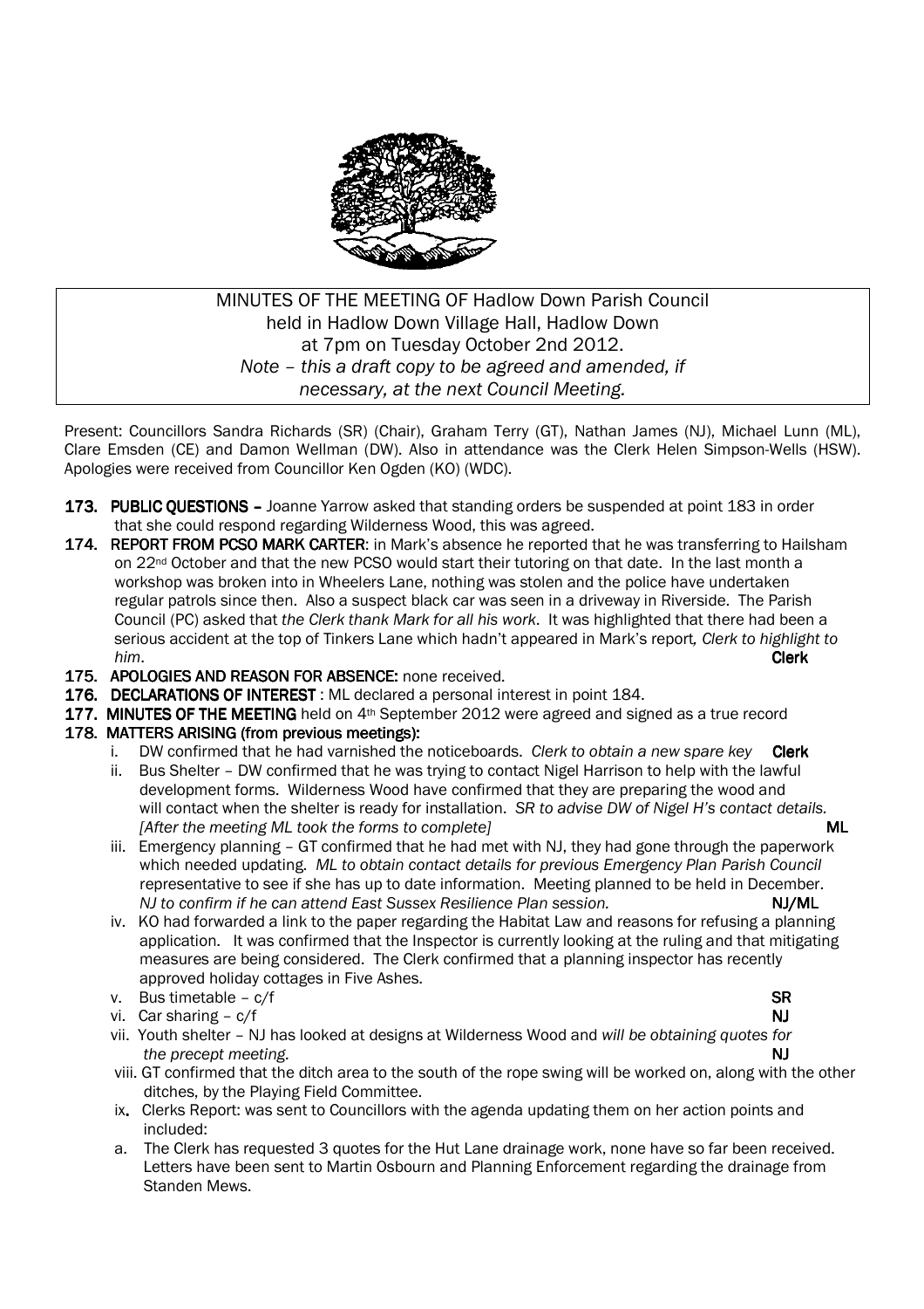MINUTES OF THE MEETING OF Hadlow Down Parish Council
held in Hadlow Down Village Hall, Hadlow Down
at 7pm on Tuesday October 2nd 2012.
*Note – this a draft copy to be agreed and amended, if necessary, at the next Council Meeting.*

Present: Councillors Sandra Richards (SR) (Chair), Graham Terry (GT), Nathan James (NJ), Michael Lunn (ML), Clare Emsden (CE) and Damon Wellman (DW). Also in attendance was the Clerk Helen Simpson-Wells (HSW). Apologies were received from Councillor Ken Ogden (KO) (WDC).

**173. PUBLIC QUESTIONS –** Joanne Yarrow asked that standing orders be suspended at point 183 in order that she could respond regarding Wilderness Wood, this was agreed.

**174. REPORT FROM PCSO MARK CARTER**: in Mark's absence he reported that he was transferring to Hailsham on 22nd October and that the new PCSO would start their tutoring on that date. In the last month a workshop was broken into in Wheelers Lane, nothing was stolen and the police have undertaken regular patrols since then. Also a suspect black car was seen in a driveway in Riverside. The Parish Council (PC) asked that *the Clerk thank Mark for all his work*. It was highlighted that there had been a serious accident at the top of Tinkers Lane which hadn't appeared in Mark's report*, Clerk to highlight to him*. **Clerk**

**175. APOLOGIES AND REASON FOR ABSENCE:** none received.

**176. DECLARATIONS OF INTEREST** : ML declared a personal interest in point 184.

**177. MINUTES OF THE MEETING** held on 4th September 2012 were agreed and signed as a true record

**178. MATTERS ARISING (from previous meetings):**

i. DW confirmed that he had varnished the noticeboards. *Clerk to obtain a new spare key* **Clerk**

ii. Bus Shelter – DW confirmed that he was trying to contact Nigel Harrison to help with the lawful development forms. Wilderness Wood have confirmed that they are preparing the wood and will contact when the shelter is ready for installation. *SR to advise DW of Nigel H's contact details. [After the meeting ML took the forms to complete]* **ML**

iii. Emergency planning – GT confirmed that he had met with NJ, they had gone through the paperwork which needed updating. *ML to obtain contact details for previous Emergency Plan Parish Council* representative to see if she has up to date information. Meeting planned to be held in December. *NJ to confirm if he can attend East Sussex Resilience Plan session.* **NJ/ML**

iv. KO had forwarded a link to the paper regarding the Habitat Law and reasons for refusing a planning application. It was confirmed that the Inspector is currently looking at the ruling and that mitigating measures are being considered. The Clerk confirmed that a planning inspector has recently approved holiday cottages in Five Ashes.

v. Bus timetable – c/f **SR**

vi. Car sharing – c/f **NJ**

vii. Youth shelter – NJ has looked at designs at Wilderness Wood and *will be obtaining quotes for the precept meeting.* **NJ**

viii. GT confirmed that the ditch area to the south of the rope swing will be worked on, along with the other ditches, by the Playing Field Committee.

ix. Clerks Report: was sent to Councillors with the agenda updating them on her action points and included:

a. The Clerk has requested 3 quotes for the Hut Lane drainage work, none have so far been received. Letters have been sent to Martin Osbourn and Planning Enforcement regarding the drainage from Standen Mews.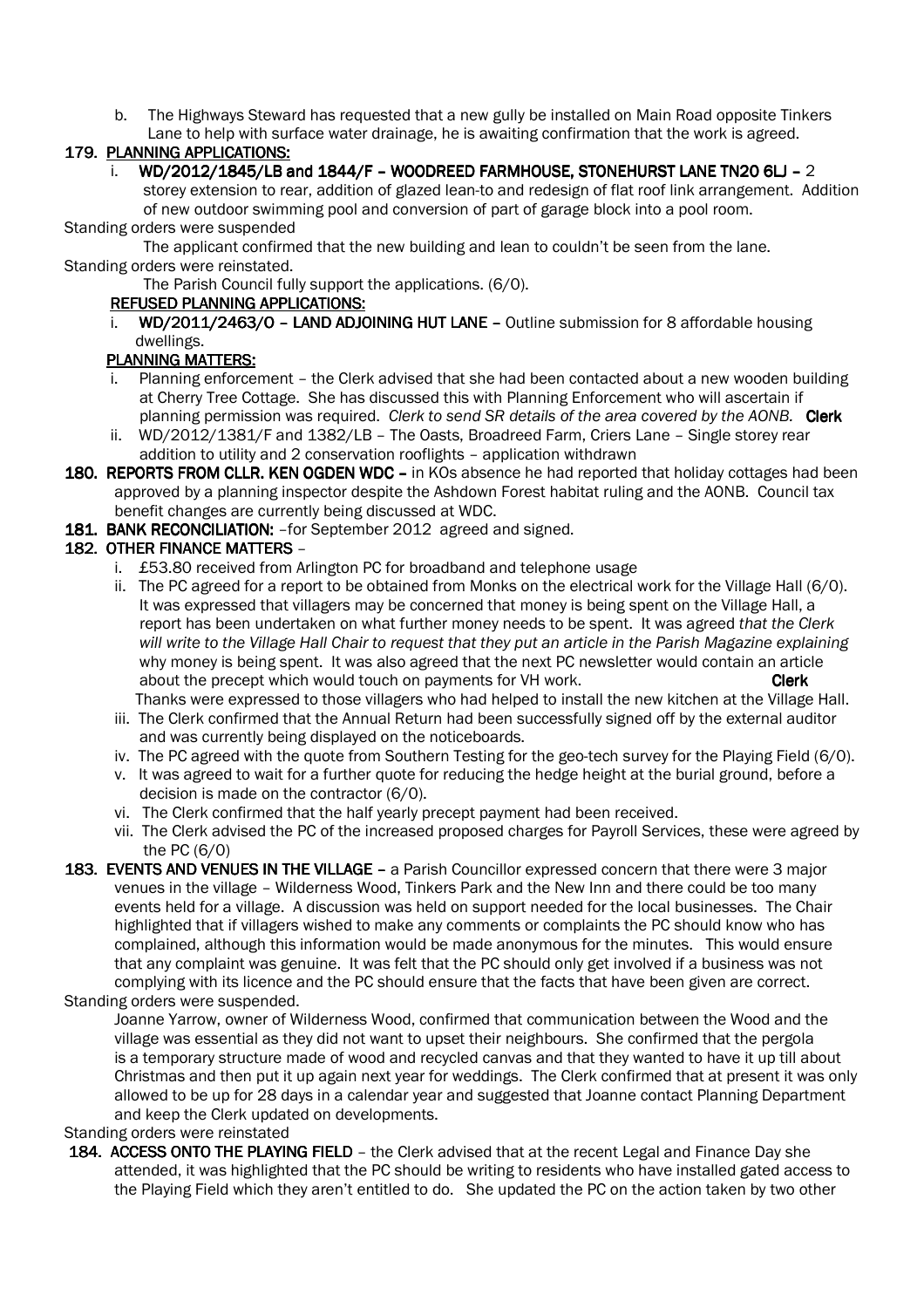b. The Highways Steward has requested that a new gully be installed on Main Road opposite Tinkers Lane to help with surface water drainage, he is awaiting confirmation that the work is agreed.

**179. PLANNING APPLICATIONS:**

i. **WD/2012/1845/LB and 1844/F – WOODREED FARMHOUSE, STONEHURST LANE TN20 6LJ –** 2 storey extension to rear, addition of glazed lean-to and redesign of flat roof link arrangement. Addition of new outdoor swimming pool and conversion of part of garage block into a pool room.

Standing orders were suspended

The applicant confirmed that the new building and lean to couldn't be seen from the lane.

Standing orders were reinstated.

The Parish Council fully support the applications. (6/0).

**REFUSED PLANNING APPLICATIONS:**

i. **WD/2011/2463/O – LAND ADJOINING HUT LANE –** Outline submission for 8 affordable housing dwellings.

**PLANNING MATTERS:**

i. Planning enforcement – the Clerk advised that she had been contacted about a new wooden building at Cherry Tree Cottage. She has discussed this with Planning Enforcement who will ascertain if planning permission was required. *Clerk to send SR details of the area covered by the AONB.* **Clerk**

ii. WD/2012/1381/F and 1382/LB – The Oasts, Broadreed Farm, Criers Lane – Single storey rear addition to utility and 2 conservation rooflights – application withdrawn

**180. REPORTS FROM CLLR. KEN OGDEN WDC –** in KOs absence he had reported that holiday cottages had been approved by a planning inspector despite the Ashdown Forest habitat ruling and the AONB. Council tax benefit changes are currently being discussed at WDC.

**181. BANK RECONCILIATION:** –for September 2012 agreed and signed.

**182. OTHER FINANCE MATTERS** –

i. £53.80 received from Arlington PC for broadband and telephone usage

ii. The PC agreed for a report to be obtained from Monks on the electrical work for the Village Hall (6/0). It was expressed that villagers may be concerned that money is being spent on the Village Hall, a report has been undertaken on what further money needs to be spent. It was agreed *that the Clerk will write to the Village Hall Chair to request that they put an article in the Parish Magazine explaining* why money is being spent. It was also agreed that the next PC newsletter would contain an article about the precept which would touch on payments for VH work. **Clerk**

Thanks were expressed to those villagers who had helped to install the new kitchen at the Village Hall.

iii. The Clerk confirmed that the Annual Return had been successfully signed off by the external auditor and was currently being displayed on the noticeboards.

iv. The PC agreed with the quote from Southern Testing for the geo-tech survey for the Playing Field (6/0).

v. It was agreed to wait for a further quote for reducing the hedge height at the burial ground, before a decision is made on the contractor (6/0).

vi. The Clerk confirmed that the half yearly precept payment had been received.

vii. The Clerk advised the PC of the increased proposed charges for Payroll Services, these were agreed by the PC (6/0)

**183. EVENTS AND VENUES IN THE VILLAGE –** a Parish Councillor expressed concern that there were 3 major venues in the village – Wilderness Wood, Tinkers Park and the New Inn and there could be too many events held for a village. A discussion was held on support needed for the local businesses. The Chair highlighted that if villagers wished to make any comments or complaints the PC should know who has complained, although this information would be made anonymous for the minutes. This would ensure that any complaint was genuine. It was felt that the PC should only get involved if a business was not complying with its licence and the PC should ensure that the facts that have been given are correct.

Standing orders were suspended.

Joanne Yarrow, owner of Wilderness Wood, confirmed that communication between the Wood and the village was essential as they did not want to upset their neighbours. She confirmed that the pergola is a temporary structure made of wood and recycled canvas and that they wanted to have it up till about Christmas and then put it up again next year for weddings. The Clerk confirmed that at present it was only allowed to be up for 28 days in a calendar year and suggested that Joanne contact Planning Department and keep the Clerk updated on developments.

Standing orders were reinstated

**184. ACCESS ONTO THE PLAYING FIELD** – the Clerk advised that at the recent Legal and Finance Day she attended, it was highlighted that the PC should be writing to residents who have installed gated access to the Playing Field which they aren't entitled to do. She updated the PC on the action taken by two other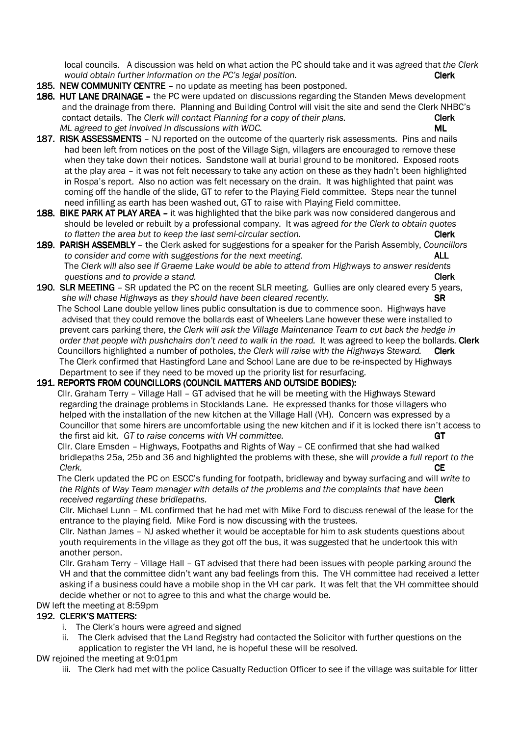local councils. A discussion was held on what action the PC should take and it was agreed that *the Clerk would obtain further information on the PC's legal position.* **Clerk**

**185. NEW COMMUNITY CENTRE –** no update as meeting has been postponed.

**186. HUT LANE DRAINAGE –** the PC were updated on discussions regarding the Standen Mews development and the drainage from there. Planning and Building Control will visit the site and send the Clerk NHBC's contact details. The *Clerk will contact Planning for a copy of their plans.* **Clerk**
*ML agreed to get involved in discussions with WDC.* **ML**

**187. RISK ASSESSMENTS** – NJ reported on the outcome of the quarterly risk assessments. Pins and nails had been left from notices on the post of the Village Sign, villagers are encouraged to remove these when they take down their notices. Sandstone wall at burial ground to be monitored. Exposed roots at the play area – it was not felt necessary to take any action on these as they hadn't been highlighted in Rospa's report. Also no action was felt necessary on the drain. It was highlighted that paint was coming off the handle of the slide, GT to refer to the Playing Field committee. Steps near the tunnel need infilling as earth has been washed out, GT to raise with Playing Field committee.

**188. BIKE PARK AT PLAY AREA –** it was highlighted that the bike park was now considered dangerous and should be leveled or rebuilt by a professional company. It was agreed *for the Clerk to obtain quotes to flatten the area but to keep the last semi-circular section.* **Clerk**

**189. PARISH ASSEMBLY** – the Clerk asked for suggestions for a speaker for the Parish Assembly, *Councillors to consider and come with suggestions for the next meeting.* **ALL**
The *Clerk will also see if Graeme Lake would be able to attend from Highways to answer residents questions and to provide a stand.* **Clerk**

**190. SLR MEETING** – SR updated the PC on the recent SLR meeting. Gullies are only cleared every 5 years, s*he will chase Highways as they should have been cleared recently.* **SR**
The School Lane double yellow lines public consultation is due to commence soon. Highways have advised that they could remove the bollards east of Wheelers Lane however these were installed to prevent cars parking there, *the Clerk will ask the Village Maintenance Team to cut back the hedge in order that people with pushchairs don't need to walk in the road.* It was agreed to keep the bollards. **Clerk**
Councillors highlighted a number of potholes, *the Clerk will raise with the Highways Steward.* **Clerk**
The Clerk confirmed that Hastingford Lane and School Lane are due to be re-inspected by Highways Department to see if they need to be moved up the priority list for resurfacing.

**191. REPORTS FROM COUNCILLORS (COUNCIL MATTERS AND OUTSIDE BODIES):**

Cllr. Graham Terry – Village Hall – GT advised that he will be meeting with the Highways Steward regarding the drainage problems in Stocklands Lane. He expressed thanks for those villagers who helped with the installation of the new kitchen at the Village Hall (VH). Concern was expressed by a Councillor that some hirers are uncomfortable using the new kitchen and if it is locked there isn't access to the first aid kit. *GT to raise concerns with VH committee.* **GT**

Cllr. Clare Emsden – Highways, Footpaths and Rights of Way – CE confirmed that she had walked bridlepaths 25a, 25b and 36 and highlighted the problems with these, she will *provide a full report to the Clerk.* **CE**

The Clerk updated the PC on ESCC's funding for footpath, bridleway and byway surfacing and will *write to the Rights of Way Team manager with details of the problems and the complaints that have been received regarding these bridlepaths.* **Clerk**

Cllr. Michael Lunn – ML confirmed that he had met with Mike Ford to discuss renewal of the lease for the entrance to the playing field. Mike Ford is now discussing with the trustees.

Cllr. Nathan James – NJ asked whether it would be acceptable for him to ask students questions about youth requirements in the village as they got off the bus, it was suggested that he undertook this with another person.

Cllr. Graham Terry – Village Hall – GT advised that there had been issues with people parking around the VH and that the committee didn't want any bad feelings from this. The VH committee had received a letter asking if a business could have a mobile shop in the VH car park. It was felt that the VH committee should decide whether or not to agree to this and what the charge would be.

DW left the meeting at 8:59pm

**192. CLERK'S MATTERS:**

i. The Clerk's hours were agreed and signed
ii. The Clerk advised that the Land Registry had contacted the Solicitor with further questions on the application to register the VH land, he is hopeful these will be resolved.

DW rejoined the meeting at 9:01pm

iii. The Clerk had met with the police Casualty Reduction Officer to see if the village was suitable for litter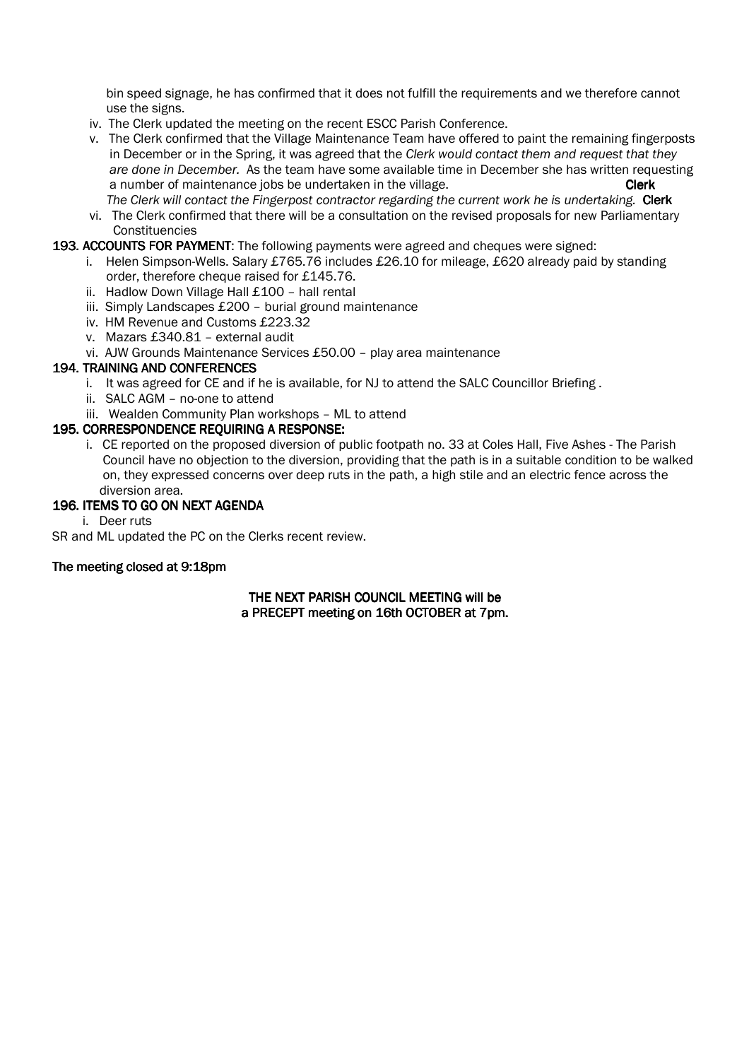bin speed signage, he has confirmed that it does not fulfill the requirements and we therefore cannot use the signs.

iv. The Clerk updated the meeting on the recent ESCC Parish Conference.

v. The Clerk confirmed that the Village Maintenance Team have offered to paint the remaining fingerposts in December or in the Spring, it was agreed that the *Clerk would contact them and request that they are done in December.* As the team have some available time in December she has written requesting a number of maintenance jobs be undertaken in the village. **Clerk**

*The Clerk will contact the Fingerpost contractor regarding the current work he is undertaking.* **Clerk**

vi. The Clerk confirmed that there will be a consultation on the revised proposals for new Parliamentary Constituencies

**193. ACCOUNTS FOR PAYMENT**: The following payments were agreed and cheques were signed:

i. Helen Simpson-Wells. Salary £765.76 includes £26.10 for mileage, £620 already paid by standing order, therefore cheque raised for £145.76.
ii. Hadlow Down Village Hall £100 – hall rental
iii. Simply Landscapes £200 – burial ground maintenance
iv. HM Revenue and Customs £223.32
v. Mazars £340.81 – external audit
vi. AJW Grounds Maintenance Services £50.00 – play area maintenance

**194. TRAINING AND CONFERENCES**

i. It was agreed for CE and if he is available, for NJ to attend the SALC Councillor Briefing .
ii. SALC AGM – no-one to attend
iii. Wealden Community Plan workshops – ML to attend

**195. CORRESPONDENCE REQUIRING A RESPONSE:**

i. CE reported on the proposed diversion of public footpath no. 33 at Coles Hall, Five Ashes - The Parish Council have no objection to the diversion, providing that the path is in a suitable condition to be walked on, they expressed concerns over deep ruts in the path, a high stile and an electric fence across the diversion area.

**196. ITEMS TO GO ON NEXT AGENDA**

i. Deer ruts

SR and ML updated the PC on the Clerks recent review.

**The meeting closed at 9:18pm**

**THE NEXT PARISH COUNCIL MEETING will be**
**a PRECEPT meeting on 16th OCTOBER at 7pm.**